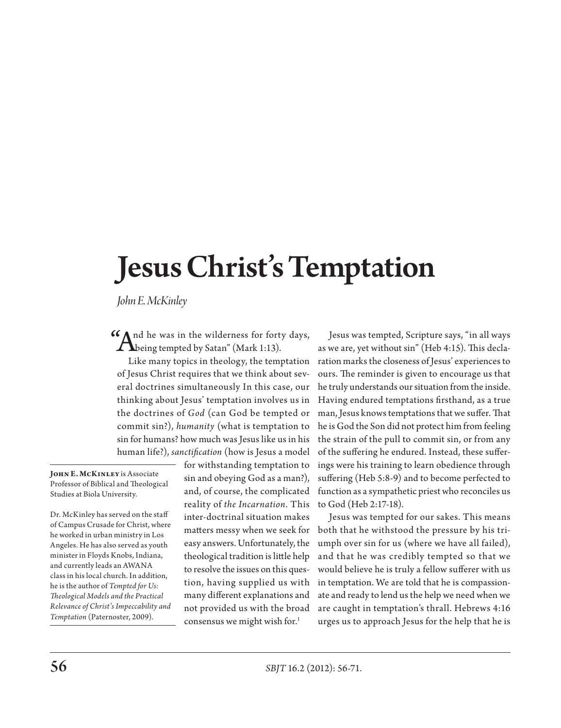# Jesus Christ's Temptation

*John E. McKinley*

**John E. McKinley** is Associate Professor of Biblical and Theological Studies at Biola University.

Dr. McKinley has served on the staff of Campus Crusade for Christ, where he worked in urban ministry in Los Angeles. He has also served as youth minister in Floyds Knobs, Indiana, and currently leads an AWANA class in his local church. In addition, he is the author of *Tempted for Us: Theological Models and the Practical Relevance of Christ's Impeccability and Temptation* (Paternoster, 2009).

"And he was in the wilderness for forty days, being tempted by Satan" (Mark 1:13).

Like many topics in theology, the temptation of Jesus Christ requires that we think about several doctrines simultaneously In this case, our thinking about Jesus' temptation involves us in the doctrines of *God* (can God be tempted or commit sin?), *humanity* (what is temptation to sin for humans? how much was Jesus like us in his human life?), *sanctification* (how is Jesus a model for withstanding temptation to sin and obeying God as a man?), and, of course, the complicated reality of *the Incarnation*. This inter-doctrinal situation makes matters messy when we seek for easy answers. Unfortunately, the theological tradition is little help to resolve the issues on this question, having supplied us with many different explanations and not provided us with the broad consensus we might wish for.[1]

Jesus was tempted, Scripture says, "in all ways as we are, yet without sin" (Heb 4:15). This declaration marks the closeness of Jesus' experiences to ours. The reminder is given to encourage us that he truly understands our situation from the inside. Having endured temptations firsthand, as a true man, Jesus knows temptations that we suffer. That he is God the Son did not protect him from feeling the strain of the pull to commit sin, or from any of the suffering he endured. Instead, these sufferings were his training to learn obedience through suffering (Heb 5:8-9) and to become perfected to function as a sympathetic priest who reconciles us to God (Heb 2:17-18).

Jesus was tempted for our sakes. This means both that he withstood the pressure by his triumph over sin for us (where we have all failed), and that he was credibly tempted so that we would believe he is truly a fellow sufferer with us in temptation. We are told that he is compassionate and ready to lend us the help we need when we are caught in temptation's thrall. Hebrews 4:16 urges us to approach Jesus for the help that he is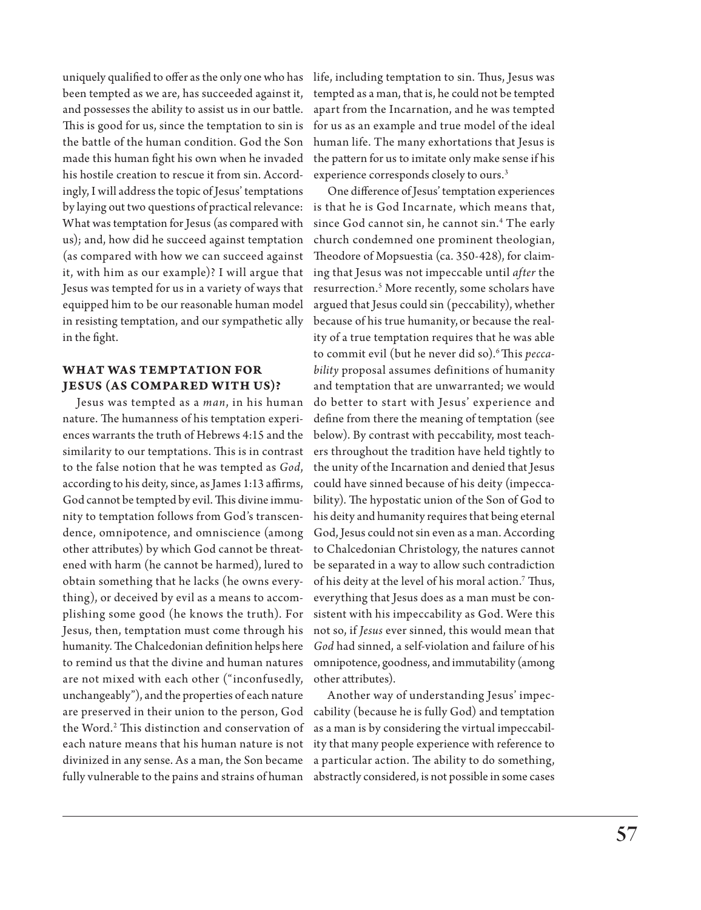uniquely qualified to offer as the only one who has been tempted as we are, has succeeded against it, and possesses the ability to assist us in our battle. This is good for us, since the temptation to sin is the battle of the human condition. God the Son made this human fight his own when he invaded his hostile creation to rescue it from sin. Accordingly, I will address the topic of Jesus' temptations by laying out two questions of practical relevance: What was temptation for Jesus (as compared with us); and, how did he succeed against temptation (as compared with how we can succeed against it, with him as our example)? I will argue that Jesus was tempted for us in a variety of ways that equipped him to be our reasonable human model in resisting temptation, and our sympathetic ally in the fight.

## WHAT WAS TEMPTATION FOR JESUS (AS COMPARED WITH US)?

Jesus was tempted as a *man*, in his human nature. The humanness of his temptation experiences warrants the truth of Hebrews 4:15 and the similarity to our temptations. This is in contrast to the false notion that he was tempted as *God*, according to his deity, since, as James 1:13 affirms, God cannot be tempted by evil. This divine immunity to temptation follows from God's transcendence, omnipotence, and omniscience (among other attributes) by which God cannot be threatened with harm (he cannot be harmed), lured to obtain something that he lacks (he owns everything), or deceived by evil as a means to accomplishing some good (he knows the truth). For Jesus, then, temptation must come through his humanity. The Chalcedonian definition helps here to remind us that the divine and human natures are not mixed with each other ("inconfusedly, unchangeably"), and the properties of each nature are preserved in their union to the person, God the Word.[2] This distinction and conservation of each nature means that his human nature is not divinized in any sense. As a man, the Son became fully vulnerable to the pains and strains of human life, including temptation to sin. Thus, Jesus was tempted as a man, that is, he could not be tempted apart from the Incarnation, and he was tempted for us as an example and true model of the ideal human life. The many exhortations that Jesus is the pattern for us to imitate only make sense if his experience corresponds closely to ours.[3]

One difference of Jesus' temptation experiences is that he is God Incarnate, which means that, since God cannot sin, he cannot sin.[4] The early church condemned one prominent theologian, Theodore of Mopsuestia (ca. 350-428), for claiming that Jesus was not impeccable until *after* the resurrection.[5] More recently, some scholars have argued that Jesus could sin (peccability), whether because of his true humanity, or because the reality of a true temptation requires that he was able to commit evil (but he never did so).[6] This *peccability* proposal assumes definitions of humanity and temptation that are unwarranted; we would do better to start with Jesus' experience and define from there the meaning of temptation (see below). By contrast with peccability, most teachers throughout the tradition have held tightly to the unity of the Incarnation and denied that Jesus could have sinned because of his deity (impeccability). The hypostatic union of the Son of God to his deity and humanity requires that being eternal God, Jesus could not sin even as a man. According to Chalcedonian Christology, the natures cannot be separated in a way to allow such contradiction of his deity at the level of his moral action.[7] Thus, everything that Jesus does as a man must be consistent with his impeccability as God. Were this not so, if *Jesus* ever sinned, this would mean that *God* had sinned, a self-violation and failure of his omnipotence, goodness, and immutability (among other attributes).

Another way of understanding Jesus' impeccability (because he is fully God) and temptation as a man is by considering the virtual impeccability that many people experience with reference to a particular action. The ability to do something, abstractly considered, is not possible in some cases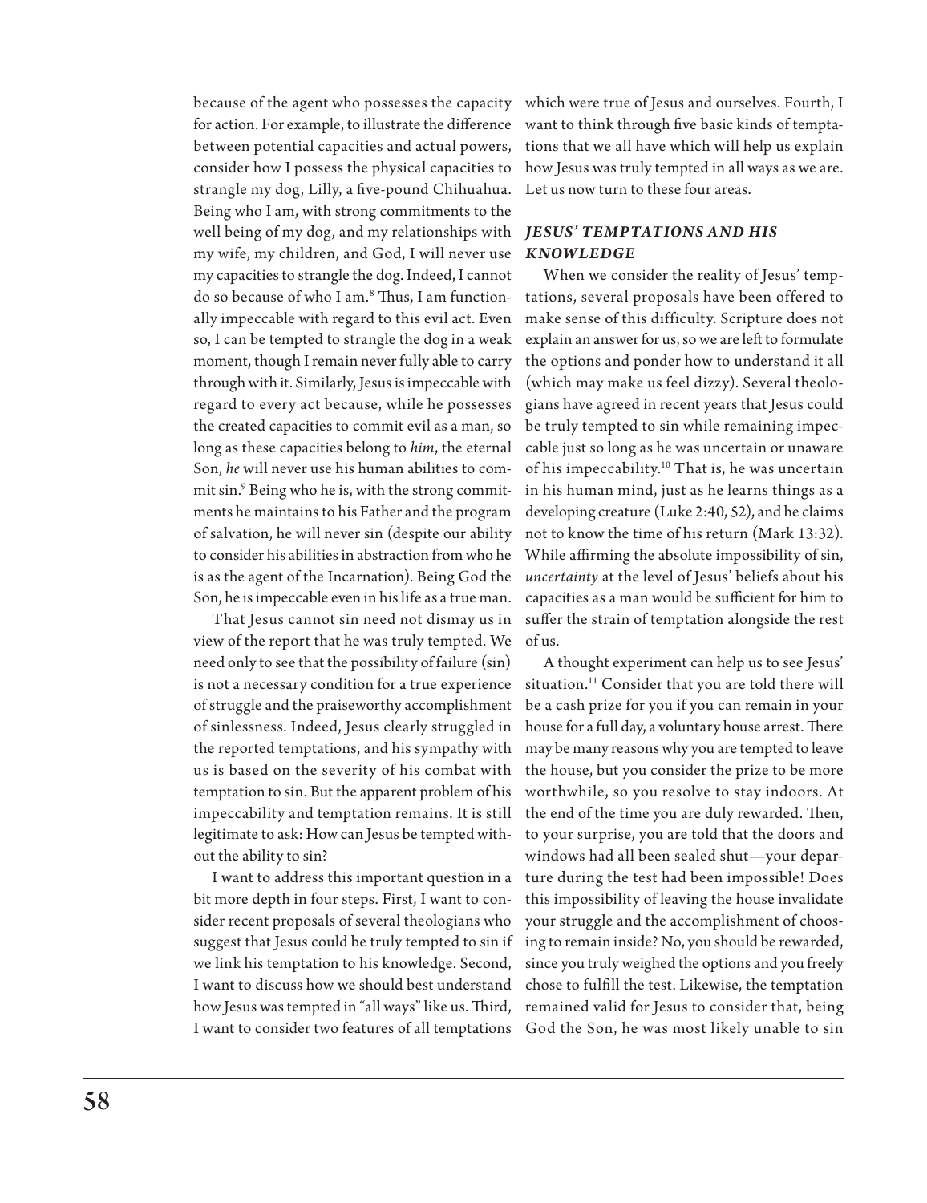because of the agent who possesses the capacity for action. For example, to illustrate the difference between potential capacities and actual powers, consider how I possess the physical capacities to strangle my dog, Lilly, a five-pound Chihuahua. Being who I am, with strong commitments to the well being of my dog, and my relationships with my wife, my children, and God, I will never use my capacities to strangle the dog. Indeed, I cannot do so because of who I am.[8] Thus, I am functionally impeccable with regard to this evil act. Even so, I can be tempted to strangle the dog in a weak moment, though I remain never fully able to carry through with it. Similarly, Jesus is impeccable with regard to every act because, while he possesses the created capacities to commit evil as a man, so long as these capacities belong to *him*, the eternal Son, *he* will never use his human abilities to commit sin.[9] Being who he is, with the strong commitments he maintains to his Father and the program of salvation, he will never sin (despite our ability to consider his abilities in abstraction from who he is as the agent of the Incarnation). Being God the Son, he is impeccable even in his life as a true man.

That Jesus cannot sin need not dismay us in view of the report that he was truly tempted. We need only to see that the possibility of failure (sin) is not a necessary condition for a true experience of struggle and the praiseworthy accomplishment of sinlessness. Indeed, Jesus clearly struggled in the reported temptations, and his sympathy with us is based on the severity of his combat with temptation to sin. But the apparent problem of his impeccability and temptation remains. It is still legitimate to ask: How can Jesus be tempted without the ability to sin?

I want to address this important question in a bit more depth in four steps. First, I want to consider recent proposals of several theologians who suggest that Jesus could be truly tempted to sin if we link his temptation to his knowledge. Second, I want to discuss how we should best understand how Jesus was tempted in "all ways" like us. Third, I want to consider two features of all temptations which were true of Jesus and ourselves. Fourth, I want to think through five basic kinds of temptations that we all have which will help us explain how Jesus was truly tempted in all ways as we are. Let us now turn to these four areas.

## *JESUS' TEMPTATIONS AND HIS KNOWLEDGE*

When we consider the reality of Jesus' temptations, several proposals have been offered to make sense of this difficulty. Scripture does not explain an answer for us, so we are left to formulate the options and ponder how to understand it all (which may make us feel dizzy). Several theologians have agreed in recent years that Jesus could be truly tempted to sin while remaining impeccable just so long as he was uncertain or unaware of his impeccability.[10] That is, he was uncertain in his human mind, just as he learns things as a developing creature (Luke 2:40, 52), and he claims not to know the time of his return (Mark 13:32). While affirming the absolute impossibility of sin, *uncertainty* at the level of Jesus' beliefs about his capacities as a man would be sufficient for him to suffer the strain of temptation alongside the rest of us.

A thought experiment can help us to see Jesus' situation.[11] Consider that you are told there will be a cash prize for you if you can remain in your house for a full day, a voluntary house arrest. There may be many reasons why you are tempted to leave the house, but you consider the prize to be more worthwhile, so you resolve to stay indoors. At the end of the time you are duly rewarded. Then, to your surprise, you are told that the doors and windows had all been sealed shut—your departure during the test had been impossible! Does this impossibility of leaving the house invalidate your struggle and the accomplishment of choosing to remain inside? No, you should be rewarded, since you truly weighed the options and you freely chose to fulfill the test. Likewise, the temptation remained valid for Jesus to consider that, being God the Son, he was most likely unable to sin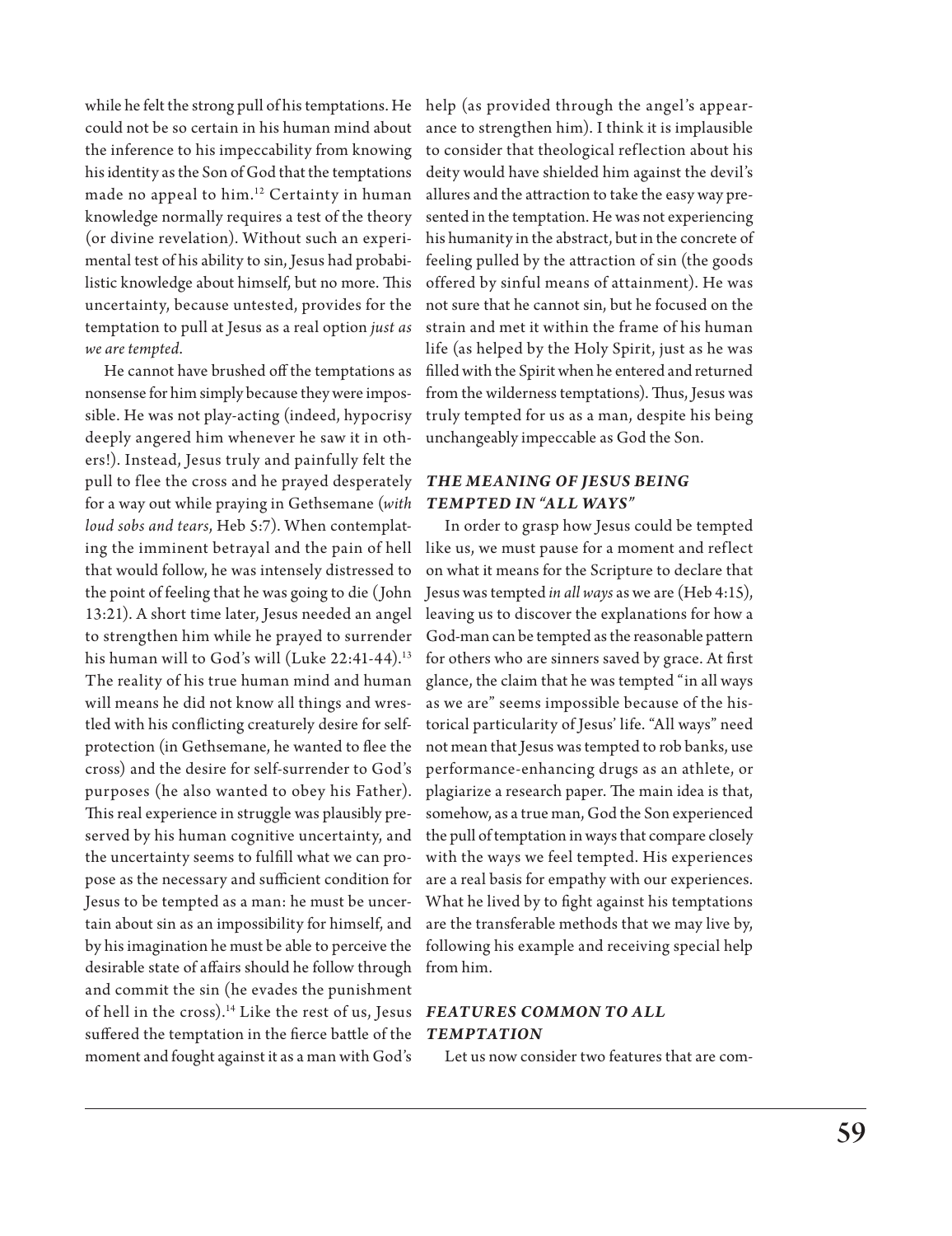while he felt the strong pull of his temptations. He could not be so certain in his human mind about the inference to his impeccability from knowing his identity as the Son of God that the temptations made no appeal to him.[12] Certainty in human knowledge normally requires a test of the theory (or divine revelation). Without such an experimental test of his ability to sin, Jesus had probabilistic knowledge about himself, but no more. This uncertainty, because untested, provides for the temptation to pull at Jesus as a real option *just as we are tempted*.

He cannot have brushed off the temptations as nonsense for him simply because they were impossible. He was not play-acting (indeed, hypocrisy deeply angered him whenever he saw it in others!). Instead, Jesus truly and painfully felt the pull to flee the cross and he prayed desperately for a way out while praying in Gethsemane (*with loud sobs and tears*, Heb 5:7). When contemplating the imminent betrayal and the pain of hell that would follow, he was intensely distressed to the point of feeling that he was going to die (John 13:21). A short time later, Jesus needed an angel to strengthen him while he prayed to surrender his human will to God's will (Luke 22:41-44).[13] The reality of his true human mind and human will means he did not know all things and wrestled with his conflicting creaturely desire for self-protection (in Gethsemane, he wanted to flee the cross) and the desire for self-surrender to God's purposes (he also wanted to obey his Father). This real experience in struggle was plausibly preserved by his human cognitive uncertainty, and the uncertainty seems to fulfill what we can propose as the necessary and sufficient condition for Jesus to be tempted as a man: he must be uncertain about sin as an impossibility for himself, and by his imagination he must be able to perceive the desirable state of affairs should he follow through and commit the sin (he evades the punishment of hell in the cross).[14] Like the rest of us, Jesus suffered the temptation in the fierce battle of the moment and fought against it as a man with God's help (as provided through the angel's appearance to strengthen him). I think it is implausible to consider that theological reflection about his deity would have shielded him against the devil's allures and the attraction to take the easy way presented in the temptation. He was not experiencing his humanity in the abstract, but in the concrete of feeling pulled by the attraction of sin (the goods offered by sinful means of attainment). He was not sure that he cannot sin, but he focused on the strain and met it within the frame of his human life (as helped by the Holy Spirit, just as he was filled with the Spirit when he entered and returned from the wilderness temptations). Thus, Jesus was truly tempted for us as a man, despite his being unchangeably impeccable as God the Son.

### *THE MEANING OF JESUS BEING TEMPTED IN "ALL WAYS"*

In order to grasp how Jesus could be tempted like us, we must pause for a moment and reflect on what it means for the Scripture to declare that Jesus was tempted *in all ways* as we are (Heb 4:15), leaving us to discover the explanations for how a God-man can be tempted as the reasonable pattern for others who are sinners saved by grace. At first glance, the claim that he was tempted "in all ways as we are" seems impossible because of the historical particularity of Jesus' life. "All ways" need not mean that Jesus was tempted to rob banks, use performance-enhancing drugs as an athlete, or plagiarize a research paper. The main idea is that, somehow, as a true man, God the Son experienced the pull of temptation in ways that compare closely with the ways we feel tempted. His experiences are a real basis for empathy with our experiences. What he lived by to fight against his temptations are the transferable methods that we may live by, following his example and receiving special help from him.

### *FEATURES COMMON TO ALL TEMPTATION*

Let us now consider two features that are com-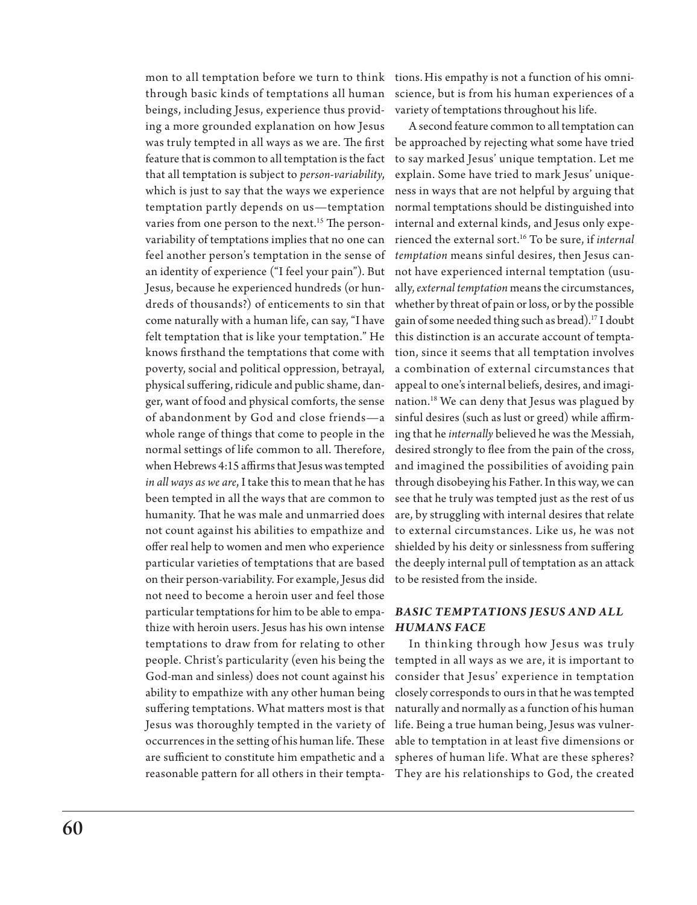mon to all temptation before we turn to think through basic kinds of temptations all human beings, including Jesus, experience thus providing a more grounded explanation on how Jesus was truly tempted in all ways as we are. The first feature that is common to all temptation is the fact that all temptation is subject to *person-variability*, which is just to say that the ways we experience temptation partly depends on us—temptation varies from one person to the next.[15] The person-variability of temptations implies that no one can feel another person's temptation in the sense of an identity of experience ("I feel your pain"). But Jesus, because he experienced hundreds (or hundreds of thousands?) of enticements to sin that come naturally with a human life, can say, "I have felt temptation that is like your temptation." He knows firsthand the temptations that come with poverty, social and political oppression, betrayal, physical suffering, ridicule and public shame, danger, want of food and physical comforts, the sense of abandonment by God and close friends—a whole range of things that come to people in the normal settings of life common to all. Therefore, when Hebrews 4:15 affirms that Jesus was tempted *in all ways as we are*, I take this to mean that he has been tempted in all the ways that are common to humanity. That he was male and unmarried does not count against his abilities to empathize and offer real help to women and men who experience particular varieties of temptations that are based on their person-variability. For example, Jesus did not need to become a heroin user and feel those particular temptations for him to be able to empathize with heroin users. Jesus has his own intense temptations to draw from for relating to other people. Christ's particularity (even his being the God-man and sinless) does not count against his ability to empathize with any other human being suffering temptations. What matters most is that Jesus was thoroughly tempted in the variety of occurrences in the setting of his human life. These are sufficient to constitute him empathetic and a reasonable pattern for all others in their temptations. His empathy is not a function of his omniscience, but is from his human experiences of a variety of temptations throughout his life.

A second feature common to all temptation can be approached by rejecting what some have tried to say marked Jesus' unique temptation. Let me explain. Some have tried to mark Jesus' uniqueness in ways that are not helpful by arguing that normal temptations should be distinguished into internal and external kinds, and Jesus only experienced the external sort.[16] To be sure, if *internal temptation* means sinful desires, then Jesus cannot have experienced internal temptation (usually, *external temptation* means the circumstances, whether by threat of pain or loss, or by the possible gain of some needed thing such as bread).[17] I doubt this distinction is an accurate account of temptation, since it seems that all temptation involves a combination of external circumstances that appeal to one's internal beliefs, desires, and imagination.[18] We can deny that Jesus was plagued by sinful desires (such as lust or greed) while affirming that he *internally* believed he was the Messiah, desired strongly to flee from the pain of the cross, and imagined the possibilities of avoiding pain through disobeying his Father. In this way, we can see that he truly was tempted just as the rest of us are, by struggling with internal desires that relate to external circumstances. Like us, he was not shielded by his deity or sinlessness from suffering the deeply internal pull of temptation as an attack to be resisted from the inside.

### *BASIC TEMPTATIONS JESUS AND ALL HUMANS FACE*

In thinking through how Jesus was truly tempted in all ways as we are, it is important to consider that Jesus' experience in temptation closely corresponds to ours in that he was tempted naturally and normally as a function of his human life. Being a true human being, Jesus was vulnerable to temptation in at least five dimensions or spheres of human life. What are these spheres? They are his relationships to God, the created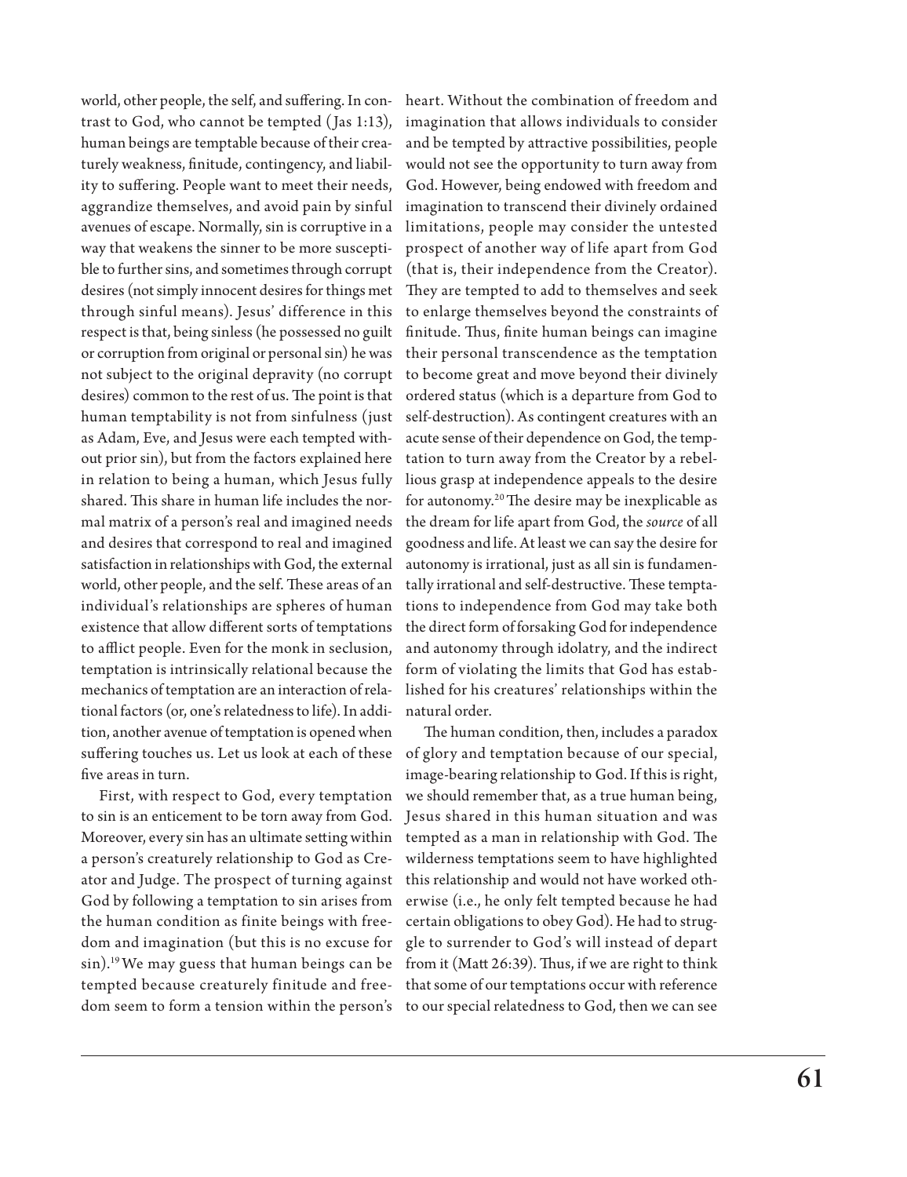world, other people, the self, and suffering. In contrast to God, who cannot be tempted (Jas 1:13), human beings are temptable because of their creaturely weakness, finitude, contingency, and liability to suffering. People want to meet their needs, aggrandize themselves, and avoid pain by sinful avenues of escape. Normally, sin is corruptive in a way that weakens the sinner to be more susceptible to further sins, and sometimes through corrupt desires (not simply innocent desires for things met through sinful means). Jesus' difference in this respect is that, being sinless (he possessed no guilt or corruption from original or personal sin) he was not subject to the original depravity (no corrupt desires) common to the rest of us. The point is that human temptability is not from sinfulness (just as Adam, Eve, and Jesus were each tempted without prior sin), but from the factors explained here in relation to being a human, which Jesus fully shared. This share in human life includes the normal matrix of a person's real and imagined needs and desires that correspond to real and imagined satisfaction in relationships with God, the external world, other people, and the self. These areas of an individual's relationships are spheres of human existence that allow different sorts of temptations to afflict people. Even for the monk in seclusion, temptation is intrinsically relational because the mechanics of temptation are an interaction of relational factors (or, one's relatedness to life). In addition, another avenue of temptation is opened when suffering touches us. Let us look at each of these five areas in turn.

First, with respect to God, every temptation to sin is an enticement to be torn away from God. Moreover, every sin has an ultimate setting within a person's creaturely relationship to God as Creator and Judge. The prospect of turning against God by following a temptation to sin arises from the human condition as finite beings with freedom and imagination (but this is no excuse for sin).[19] We may guess that human beings can be tempted because creaturely finitude and freedom seem to form a tension within the person's heart. Without the combination of freedom and imagination that allows individuals to consider and be tempted by attractive possibilities, people would not see the opportunity to turn away from God. However, being endowed with freedom and imagination to transcend their divinely ordained limitations, people may consider the untested prospect of another way of life apart from God (that is, their independence from the Creator). They are tempted to add to themselves and seek to enlarge themselves beyond the constraints of finitude. Thus, finite human beings can imagine their personal transcendence as the temptation to become great and move beyond their divinely ordered status (which is a departure from God to self-destruction). As contingent creatures with an acute sense of their dependence on God, the temptation to turn away from the Creator by a rebellious grasp at independence appeals to the desire for autonomy.[20] The desire may be inexplicable as the dream for life apart from God, the *source* of all goodness and life. At least we can say the desire for autonomy is irrational, just as all sin is fundamentally irrational and self-destructive. These temptations to independence from God may take both the direct form of forsaking God for independence and autonomy through idolatry, and the indirect form of violating the limits that God has established for his creatures' relationships within the natural order.

The human condition, then, includes a paradox of glory and temptation because of our special, image-bearing relationship to God. If this is right, we should remember that, as a true human being, Jesus shared in this human situation and was tempted as a man in relationship with God. The wilderness temptations seem to have highlighted this relationship and would not have worked otherwise (i.e., he only felt tempted because he had certain obligations to obey God). He had to struggle to surrender to God's will instead of depart from it (Matt 26:39). Thus, if we are right to think that some of our temptations occur with reference to our special relatedness to God, then we can see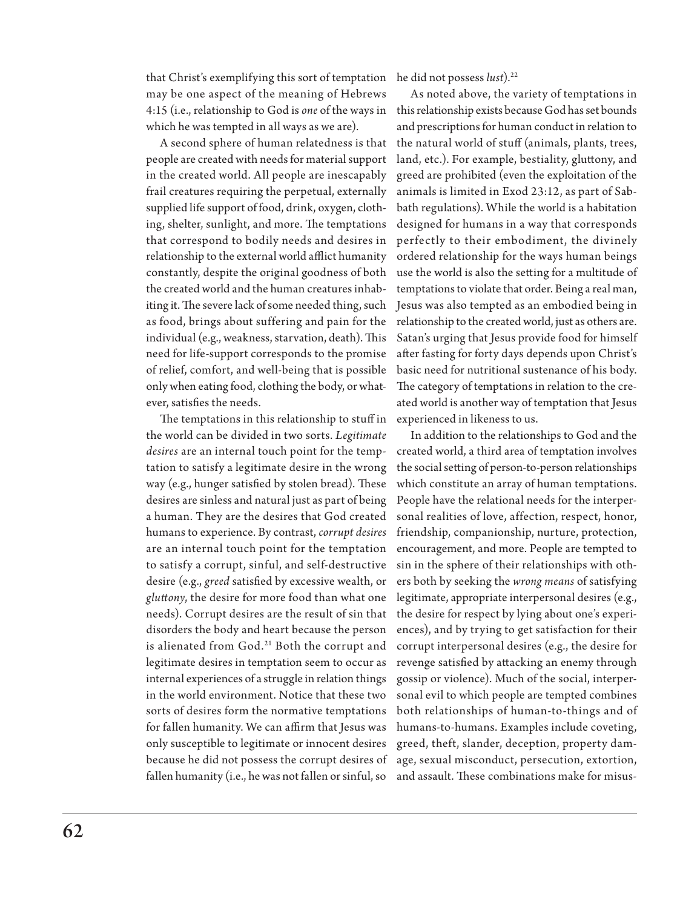that Christ's exemplifying this sort of temptation may be one aspect of the meaning of Hebrews 4:15 (i.e., relationship to God is *one* of the ways in which he was tempted in all ways as we are).

A second sphere of human relatedness is that people are created with needs for material support in the created world. All people are inescapably frail creatures requiring the perpetual, externally supplied life support of food, drink, oxygen, clothing, shelter, sunlight, and more. The temptations that correspond to bodily needs and desires in relationship to the external world afflict humanity constantly, despite the original goodness of both the created world and the human creatures inhabiting it. The severe lack of some needed thing, such as food, brings about suffering and pain for the individual (e.g., weakness, starvation, death). This need for life-support corresponds to the promise of relief, comfort, and well-being that is possible only when eating food, clothing the body, or whatever, satisfies the needs.

The temptations in this relationship to stuff in the world can be divided in two sorts. *Legitimate desires* are an internal touch point for the temptation to satisfy a legitimate desire in the wrong way (e.g., hunger satisfied by stolen bread). These desires are sinless and natural just as part of being a human. They are the desires that God created humans to experience. By contrast, *corrupt desires* are an internal touch point for the temptation to satisfy a corrupt, sinful, and self-destructive desire (e.g., *greed* satisfied by excessive wealth, or *gluttony*, the desire for more food than what one needs). Corrupt desires are the result of sin that disorders the body and heart because the person is alienated from God.[21] Both the corrupt and legitimate desires in temptation seem to occur as internal experiences of a struggle in relation things in the world environment. Notice that these two sorts of desires form the normative temptations for fallen humanity. We can affirm that Jesus was only susceptible to legitimate or innocent desires because he did not possess the corrupt desires of fallen humanity (i.e., he was not fallen or sinful, so he did not possess *lust*).[22]

As noted above, the variety of temptations in this relationship exists because God has set bounds and prescriptions for human conduct in relation to the natural world of stuff (animals, plants, trees, land, etc.). For example, bestiality, gluttony, and greed are prohibited (even the exploitation of the animals is limited in Exod 23:12, as part of Sabbath regulations). While the world is a habitation designed for humans in a way that corresponds perfectly to their embodiment, the divinely ordered relationship for the ways human beings use the world is also the setting for a multitude of temptations to violate that order. Being a real man, Jesus was also tempted as an embodied being in relationship to the created world, just as others are. Satan's urging that Jesus provide food for himself after fasting for forty days depends upon Christ's basic need for nutritional sustenance of his body. The category of temptations in relation to the created world is another way of temptation that Jesus experienced in likeness to us.

In addition to the relationships to God and the created world, a third area of temptation involves the social setting of person-to-person relationships which constitute an array of human temptations. People have the relational needs for the interpersonal realities of love, affection, respect, honor, friendship, companionship, nurture, protection, encouragement, and more. People are tempted to sin in the sphere of their relationships with others both by seeking the *wrong means* of satisfying legitimate, appropriate interpersonal desires (e.g., the desire for respect by lying about one's experiences), and by trying to get satisfaction for their corrupt interpersonal desires (e.g., the desire for revenge satisfied by attacking an enemy through gossip or violence). Much of the social, interpersonal evil to which people are tempted combines both relationships of human-to-things and of humans-to-humans. Examples include coveting, greed, theft, slander, deception, property damage, sexual misconduct, persecution, extortion, and assault. These combinations make for misus-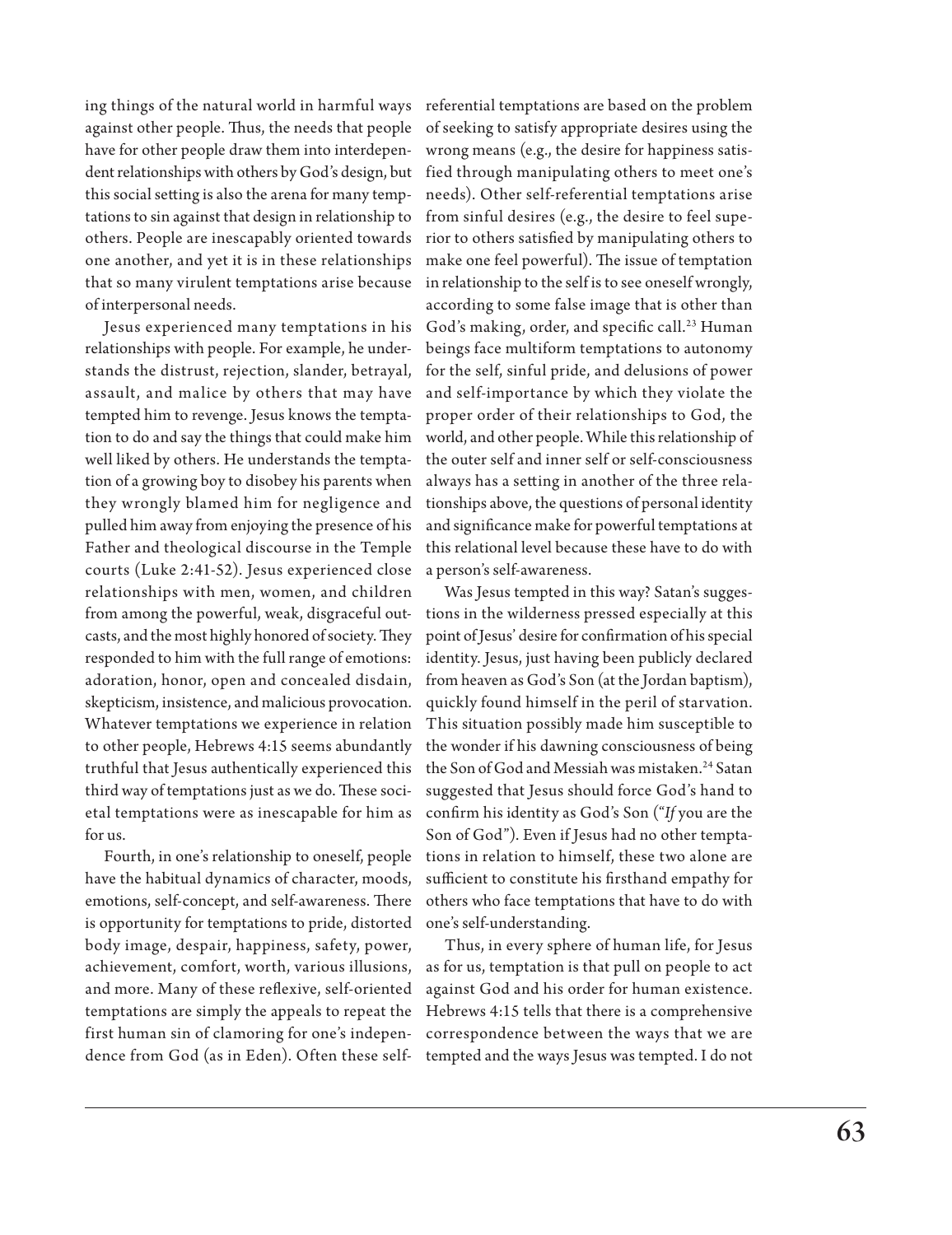ing things of the natural world in harmful ways against other people. Thus, the needs that people have for other people draw them into interdependent relationships with others by God's design, but this social setting is also the arena for many temptations to sin against that design in relationship to others. People are inescapably oriented towards one another, and yet it is in these relationships that so many virulent temptations arise because of interpersonal needs.

Jesus experienced many temptations in his relationships with people. For example, he understands the distrust, rejection, slander, betrayal, assault, and malice by others that may have tempted him to revenge. Jesus knows the temptation to do and say the things that could make him well liked by others. He understands the temptation of a growing boy to disobey his parents when they wrongly blamed him for negligence and pulled him away from enjoying the presence of his Father and theological discourse in the Temple courts (Luke 2:41-52). Jesus experienced close relationships with men, women, and children from among the powerful, weak, disgraceful outcasts, and the most highly honored of society. They responded to him with the full range of emotions: adoration, honor, open and concealed disdain, skepticism, insistence, and malicious provocation. Whatever temptations we experience in relation to other people, Hebrews 4:15 seems abundantly truthful that Jesus authentically experienced this third way of temptations just as we do. These societal temptations were as inescapable for him as for us.

Fourth, in one's relationship to oneself, people have the habitual dynamics of character, moods, emotions, self-concept, and self-awareness. There is opportunity for temptations to pride, distorted body image, despair, happiness, safety, power, achievement, comfort, worth, various illusions, and more. Many of these reflexive, self-oriented temptations are simply the appeals to repeat the first human sin of clamoring for one's independence from God (as in Eden). Often these self-referential temptations are based on the problem of seeking to satisfy appropriate desires using the wrong means (e.g., the desire for happiness satisfied through manipulating others to meet one's needs). Other self-referential temptations arise from sinful desires (e.g., the desire to feel superior to others satisfied by manipulating others to make one feel powerful). The issue of temptation in relationship to the self is to see oneself wrongly, according to some false image that is other than God's making, order, and specific call.[23] Human beings face multiform temptations to autonomy for the self, sinful pride, and delusions of power and self-importance by which they violate the proper order of their relationships to God, the world, and other people. While this relationship of the outer self and inner self or self-consciousness always has a setting in another of the three relationships above, the questions of personal identity and significance make for powerful temptations at this relational level because these have to do with a person's self-awareness.

Was Jesus tempted in this way? Satan's suggestions in the wilderness pressed especially at this point of Jesus' desire for confirmation of his special identity. Jesus, just having been publicly declared from heaven as God's Son (at the Jordan baptism), quickly found himself in the peril of starvation. This situation possibly made him susceptible to the wonder if his dawning consciousness of being the Son of God and Messiah was mistaken.[24] Satan suggested that Jesus should force God's hand to confirm his identity as God's Son ("*If* you are the Son of God"). Even if Jesus had no other temptations in relation to himself, these two alone are sufficient to constitute his firsthand empathy for others who face temptations that have to do with one's self-understanding.

Thus, in every sphere of human life, for Jesus as for us, temptation is that pull on people to act against God and his order for human existence. Hebrews 4:15 tells that there is a comprehensive correspondence between the ways that we are tempted and the ways Jesus was tempted. I do not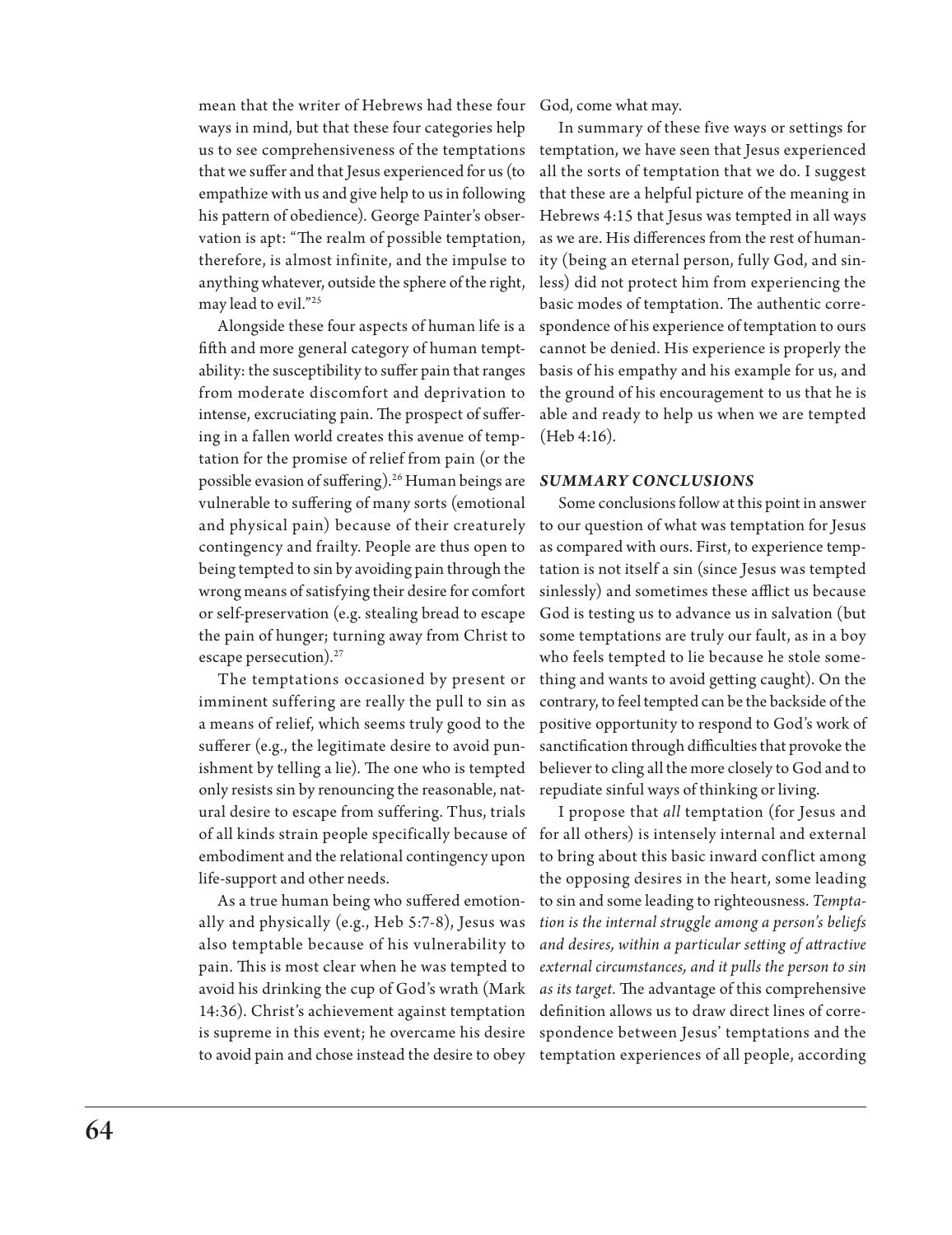mean that the writer of Hebrews had these four ways in mind, but that these four categories help us to see comprehensiveness of the temptations that we suffer and that Jesus experienced for us (to empathize with us and give help to us in following his pattern of obedience). George Painter's observation is apt: "The realm of possible temptation, therefore, is almost infinite, and the impulse to anything whatever, outside the sphere of the right, may lead to evil."[25]

Alongside these four aspects of human life is a fifth and more general category of human temptability: the susceptibility to suffer pain that ranges from moderate discomfort and deprivation to intense, excruciating pain. The prospect of suffering in a fallen world creates this avenue of temptation for the promise of relief from pain (or the possible evasion of suffering).[26] Human beings are vulnerable to suffering of many sorts (emotional and physical pain) because of their creaturely contingency and frailty. People are thus open to being tempted to sin by avoiding pain through the wrong means of satisfying their desire for comfort or self-preservation (e.g. stealing bread to escape the pain of hunger; turning away from Christ to escape persecution).[27]

The temptations occasioned by present or imminent suffering are really the pull to sin as a means of relief, which seems truly good to the sufferer (e.g., the legitimate desire to avoid punishment by telling a lie). The one who is tempted only resists sin by renouncing the reasonable, natural desire to escape from suffering. Thus, trials of all kinds strain people specifically because of embodiment and the relational contingency upon life-support and other needs.

As a true human being who suffered emotionally and physically (e.g., Heb 5:7-8), Jesus was also temptable because of his vulnerability to pain. This is most clear when he was tempted to avoid his drinking the cup of God's wrath (Mark 14:36). Christ's achievement against temptation is supreme in this event; he overcame his desire to avoid pain and chose instead the desire to obey God, come what may.

In summary of these five ways or settings for temptation, we have seen that Jesus experienced all the sorts of temptation that we do. I suggest that these are a helpful picture of the meaning in Hebrews 4:15 that Jesus was tempted in all ways as we are. His differences from the rest of humanity (being an eternal person, fully God, and sinless) did not protect him from experiencing the basic modes of temptation. The authentic correspondence of his experience of temptation to ours cannot be denied. His experience is properly the basis of his empathy and his example for us, and the ground of his encouragement to us that he is able and ready to help us when we are tempted (Heb 4:16).

### *SUMMARY CONCLUSIONS*

Some conclusions follow at this point in answer to our question of what was temptation for Jesus as compared with ours. First, to experience temptation is not itself a sin (since Jesus was tempted sinlessly) and sometimes these afflict us because God is testing us to advance us in salvation (but some temptations are truly our fault, as in a boy who feels tempted to lie because he stole something and wants to avoid getting caught). On the contrary, to feel tempted can be the backside of the positive opportunity to respond to God's work of sanctification through difficulties that provoke the believer to cling all the more closely to God and to repudiate sinful ways of thinking or living.

I propose that *all* temptation (for Jesus and for all others) is intensely internal and external to bring about this basic inward conflict among the opposing desires in the heart, some leading to sin and some leading to righteousness. *Temptation is the internal struggle among a person's beliefs and desires, within a particular setting of attractive external circumstances, and it pulls the person to sin as its target.* The advantage of this comprehensive definition allows us to draw direct lines of correspondence between Jesus' temptations and the temptation experiences of all people, according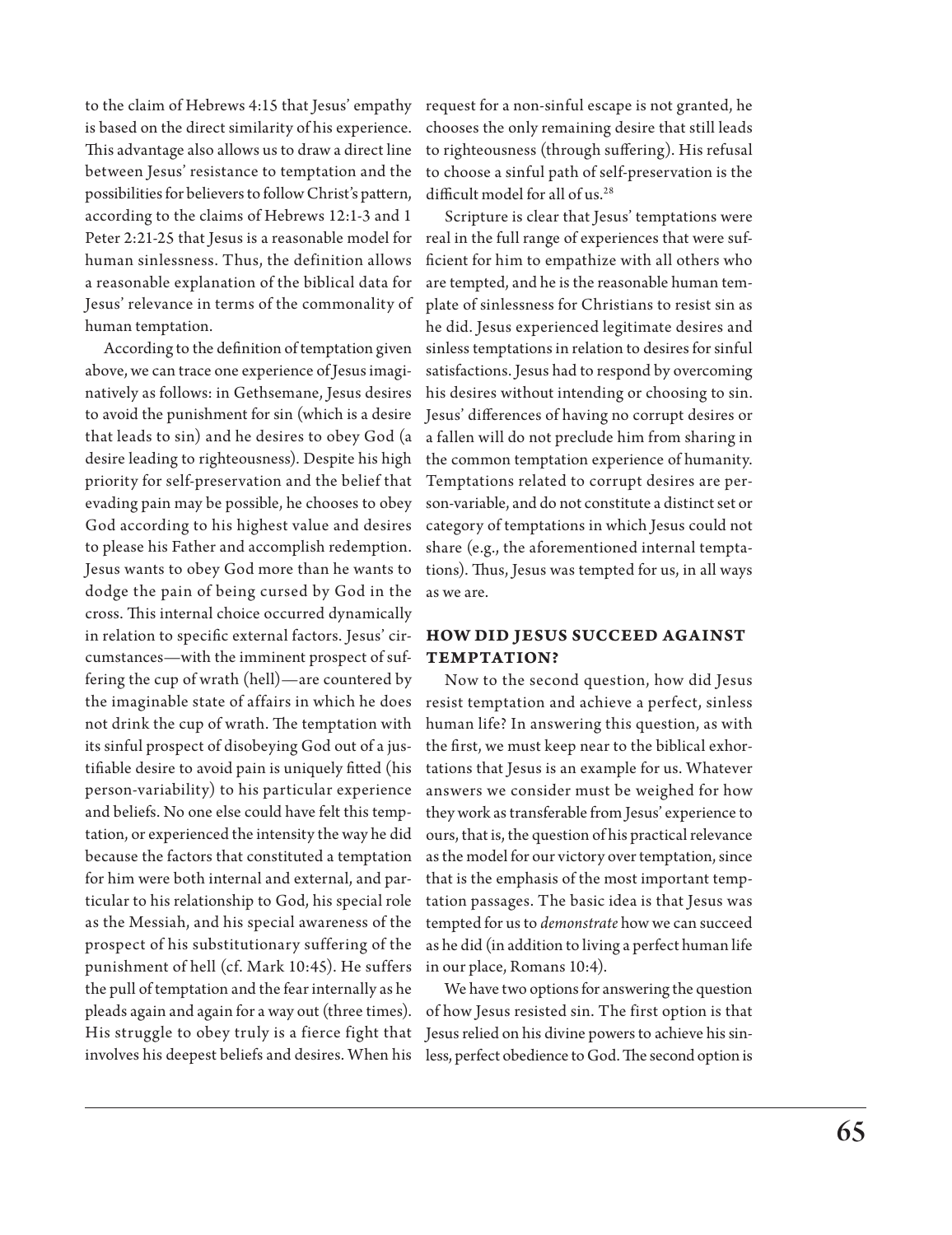to the claim of Hebrews 4:15 that Jesus' empathy is based on the direct similarity of his experience. This advantage also allows us to draw a direct line between Jesus' resistance to temptation and the possibilities for believers to follow Christ's pattern, according to the claims of Hebrews 12:1-3 and 1 Peter 2:21-25 that Jesus is a reasonable model for human sinlessness. Thus, the definition allows a reasonable explanation of the biblical data for Jesus' relevance in terms of the commonality of human temptation.

According to the definition of temptation given above, we can trace one experience of Jesus imaginatively as follows: in Gethsemane, Jesus desires to avoid the punishment for sin (which is a desire that leads to sin) and he desires to obey God (a desire leading to righteousness). Despite his high priority for self-preservation and the belief that evading pain may be possible, he chooses to obey God according to his highest value and desires to please his Father and accomplish redemption. Jesus wants to obey God more than he wants to dodge the pain of being cursed by God in the cross. This internal choice occurred dynamically in relation to specific external factors. Jesus' circumstances—with the imminent prospect of suffering the cup of wrath (hell)—are countered by the imaginable state of affairs in which he does not drink the cup of wrath. The temptation with its sinful prospect of disobeying God out of a justifiable desire to avoid pain is uniquely fitted (his person-variability) to his particular experience and beliefs. No one else could have felt this temptation, or experienced the intensity the way he did because the factors that constituted a temptation for him were both internal and external, and particular to his relationship to God, his special role as the Messiah, and his special awareness of the prospect of his substitutionary suffering of the punishment of hell (cf. Mark 10:45). He suffers the pull of temptation and the fear internally as he pleads again and again for a way out (three times). His struggle to obey truly is a fierce fight that involves his deepest beliefs and desires. When his request for a non-sinful escape is not granted, he chooses the only remaining desire that still leads to righteousness (through suffering). His refusal to choose a sinful path of self-preservation is the difficult model for all of us.[28]

Scripture is clear that Jesus' temptations were real in the full range of experiences that were sufficient for him to empathize with all others who are tempted, and he is the reasonable human template of sinlessness for Christians to resist sin as he did. Jesus experienced legitimate desires and sinless temptations in relation to desires for sinful satisfactions. Jesus had to respond by overcoming his desires without intending or choosing to sin. Jesus' differences of having no corrupt desires or a fallen will do not preclude him from sharing in the common temptation experience of humanity. Temptations related to corrupt desires are person-variable, and do not constitute a distinct set or category of temptations in which Jesus could not share (e.g., the aforementioned internal temptations). Thus, Jesus was tempted for us, in all ways as we are.

## HOW DID JESUS SUCCEED AGAINST TEMPTATION?

Now to the second question, how did Jesus resist temptation and achieve a perfect, sinless human life? In answering this question, as with the first, we must keep near to the biblical exhortations that Jesus is an example for us. Whatever answers we consider must be weighed for how they work as transferable from Jesus' experience to ours, that is, the question of his practical relevance as the model for our victory over temptation, since that is the emphasis of the most important temptation passages. The basic idea is that Jesus was tempted for us to *demonstrate* how we can succeed as he did (in addition to living a perfect human life in our place, Romans 10:4).

We have two options for answering the question of how Jesus resisted sin. The first option is that Jesus relied on his divine powers to achieve his sinless, perfect obedience to God. The second option is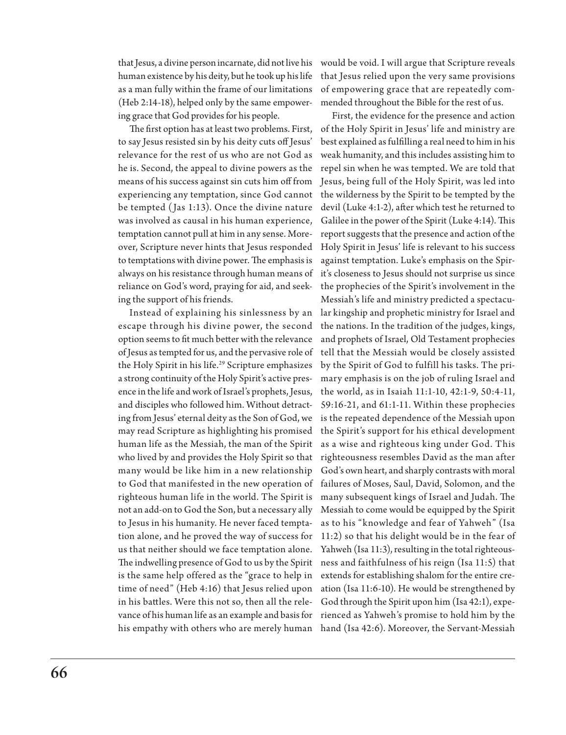that Jesus, a divine person incarnate, did not live his human existence by his deity, but he took up his life as a man fully within the frame of our limitations (Heb 2:14-18), helped only by the same empowering grace that God provides for his people.

The first option has at least two problems. First, to say Jesus resisted sin by his deity cuts off Jesus' relevance for the rest of us who are not God as he is. Second, the appeal to divine powers as the means of his success against sin cuts him off from experiencing any temptation, since God cannot be tempted (Jas 1:13). Once the divine nature was involved as causal in his human experience, temptation cannot pull at him in any sense. Moreover, Scripture never hints that Jesus responded to temptations with divine power. The emphasis is always on his resistance through human means of reliance on God's word, praying for aid, and seeking the support of his friends.

Instead of explaining his sinlessness by an escape through his divine power, the second option seems to fit much better with the relevance of Jesus as tempted for us, and the pervasive role of the Holy Spirit in his life.[29] Scripture emphasizes a strong continuity of the Holy Spirit's active presence in the life and work of Israel's prophets, Jesus, and disciples who followed him. Without detracting from Jesus' eternal deity as the Son of God, we may read Scripture as highlighting his promised human life as the Messiah, the man of the Spirit who lived by and provides the Holy Spirit so that many would be like him in a new relationship to God that manifested in the new operation of righteous human life in the world. The Spirit is not an add-on to God the Son, but a necessary ally to Jesus in his humanity. He never faced temptation alone, and he proved the way of success for us that neither should we face temptation alone. The indwelling presence of God to us by the Spirit is the same help offered as the "grace to help in time of need" (Heb 4:16) that Jesus relied upon in his battles. Were this not so, then all the relevance of his human life as an example and basis for his empathy with others who are merely human would be void. I will argue that Scripture reveals that Jesus relied upon the very same provisions of empowering grace that are repeatedly commended throughout the Bible for the rest of us.

First, the evidence for the presence and action of the Holy Spirit in Jesus' life and ministry are best explained as fulfilling a real need to him in his weak humanity, and this includes assisting him to repel sin when he was tempted. We are told that Jesus, being full of the Holy Spirit, was led into the wilderness by the Spirit to be tempted by the devil (Luke 4:1-2), after which test he returned to Galilee in the power of the Spirit (Luke 4:14). This report suggests that the presence and action of the Holy Spirit in Jesus' life is relevant to his success against temptation. Luke's emphasis on the Spirit's closeness to Jesus should not surprise us since the prophecies of the Spirit's involvement in the Messiah's life and ministry predicted a spectacular kingship and prophetic ministry for Israel and the nations. In the tradition of the judges, kings, and prophets of Israel, Old Testament prophecies tell that the Messiah would be closely assisted by the Spirit of God to fulfill his tasks. The primary emphasis is on the job of ruling Israel and the world, as in Isaiah 11:1-10, 42:1-9, 50:4-11, 59:16-21, and 61:1-11. Within these prophecies is the repeated dependence of the Messiah upon the Spirit's support for his ethical development as a wise and righteous king under God. This righteousness resembles David as the man after God's own heart, and sharply contrasts with moral failures of Moses, Saul, David, Solomon, and the many subsequent kings of Israel and Judah. The Messiah to come would be equipped by the Spirit as to his "knowledge and fear of Yahweh" (Isa 11:2) so that his delight would be in the fear of Yahweh (Isa 11:3), resulting in the total righteousness and faithfulness of his reign (Isa 11:5) that extends for establishing shalom for the entire creation (Isa 11:6-10). He would be strengthened by God through the Spirit upon him (Isa 42:1), experienced as Yahweh's promise to hold him by the hand (Isa 42:6). Moreover, the Servant-Messiah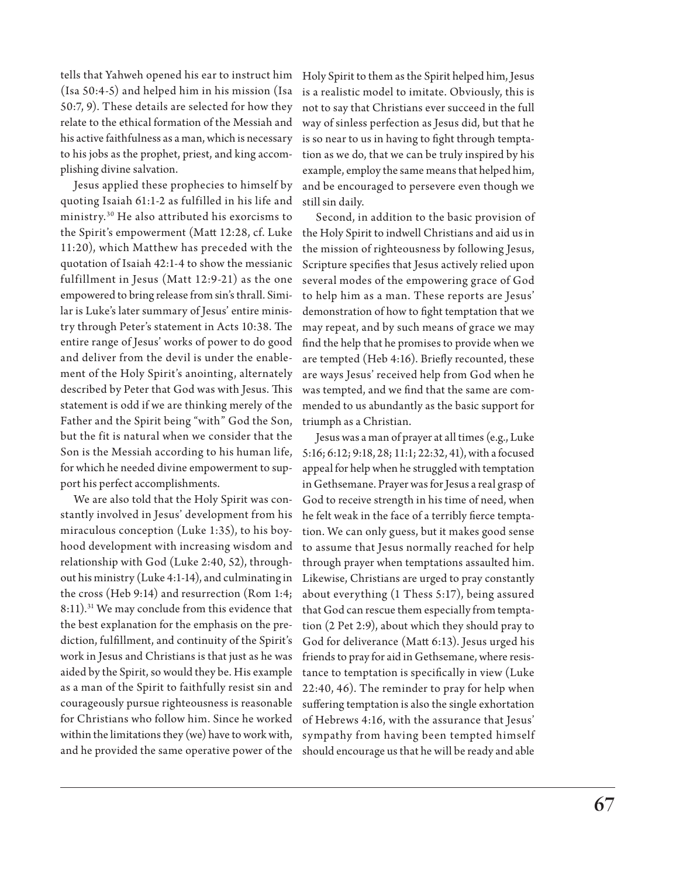tells that Yahweh opened his ear to instruct him (Isa 50:4-5) and helped him in his mission (Isa 50:7, 9). These details are selected for how they relate to the ethical formation of the Messiah and his active faithfulness as a man, which is necessary to his jobs as the prophet, priest, and king accomplishing divine salvation.

Jesus applied these prophecies to himself by quoting Isaiah 61:1-2 as fulfilled in his life and ministry.[30] He also attributed his exorcisms to the Spirit's empowerment (Matt 12:28, cf. Luke 11:20), which Matthew has preceded with the quotation of Isaiah 42:1-4 to show the messianic fulfillment in Jesus (Matt 12:9-21) as the one empowered to bring release from sin's thrall. Similar is Luke's later summary of Jesus' entire ministry through Peter's statement in Acts 10:38. The entire range of Jesus' works of power to do good and deliver from the devil is under the enablement of the Holy Spirit's anointing, alternately described by Peter that God was with Jesus. This statement is odd if we are thinking merely of the Father and the Spirit being "with" God the Son, but the fit is natural when we consider that the Son is the Messiah according to his human life, for which he needed divine empowerment to support his perfect accomplishments.

We are also told that the Holy Spirit was constantly involved in Jesus' development from his miraculous conception (Luke 1:35), to his boyhood development with increasing wisdom and relationship with God (Luke 2:40, 52), throughout his ministry (Luke 4:1-14), and culminating in the cross (Heb 9:14) and resurrection (Rom 1:4; 8:11).[31] We may conclude from this evidence that the best explanation for the emphasis on the prediction, fulfillment, and continuity of the Spirit's work in Jesus and Christians is that just as he was aided by the Spirit, so would they be. His example as a man of the Spirit to faithfully resist sin and courageously pursue righteousness is reasonable for Christians who follow him. Since he worked within the limitations they (we) have to work with, and he provided the same operative power of the Holy Spirit to them as the Spirit helped him, Jesus is a realistic model to imitate. Obviously, this is not to say that Christians ever succeed in the full way of sinless perfection as Jesus did, but that he is so near to us in having to fight through temptation as we do, that we can be truly inspired by his example, employ the same means that helped him, and be encouraged to persevere even though we still sin daily.

Second, in addition to the basic provision of the Holy Spirit to indwell Christians and aid us in the mission of righteousness by following Jesus, Scripture specifies that Jesus actively relied upon several modes of the empowering grace of God to help him as a man. These reports are Jesus' demonstration of how to fight temptation that we may repeat, and by such means of grace we may find the help that he promises to provide when we are tempted (Heb 4:16). Briefly recounted, these are ways Jesus' received help from God when he was tempted, and we find that the same are commended to us abundantly as the basic support for triumph as a Christian.

Jesus was a man of prayer at all times (e.g., Luke 5:16; 6:12; 9:18, 28; 11:1; 22:32, 41), with a focused appeal for help when he struggled with temptation in Gethsemane. Prayer was for Jesus a real grasp of God to receive strength in his time of need, when he felt weak in the face of a terribly fierce temptation. We can only guess, but it makes good sense to assume that Jesus normally reached for help through prayer when temptations assaulted him. Likewise, Christians are urged to pray constantly about everything (1 Thess 5:17), being assured that God can rescue them especially from temptation (2 Pet 2:9), about which they should pray to God for deliverance (Matt 6:13). Jesus urged his friends to pray for aid in Gethsemane, where resistance to temptation is specifically in view (Luke 22:40, 46). The reminder to pray for help when suffering temptation is also the single exhortation of Hebrews 4:16, with the assurance that Jesus' sympathy from having been tempted himself should encourage us that he will be ready and able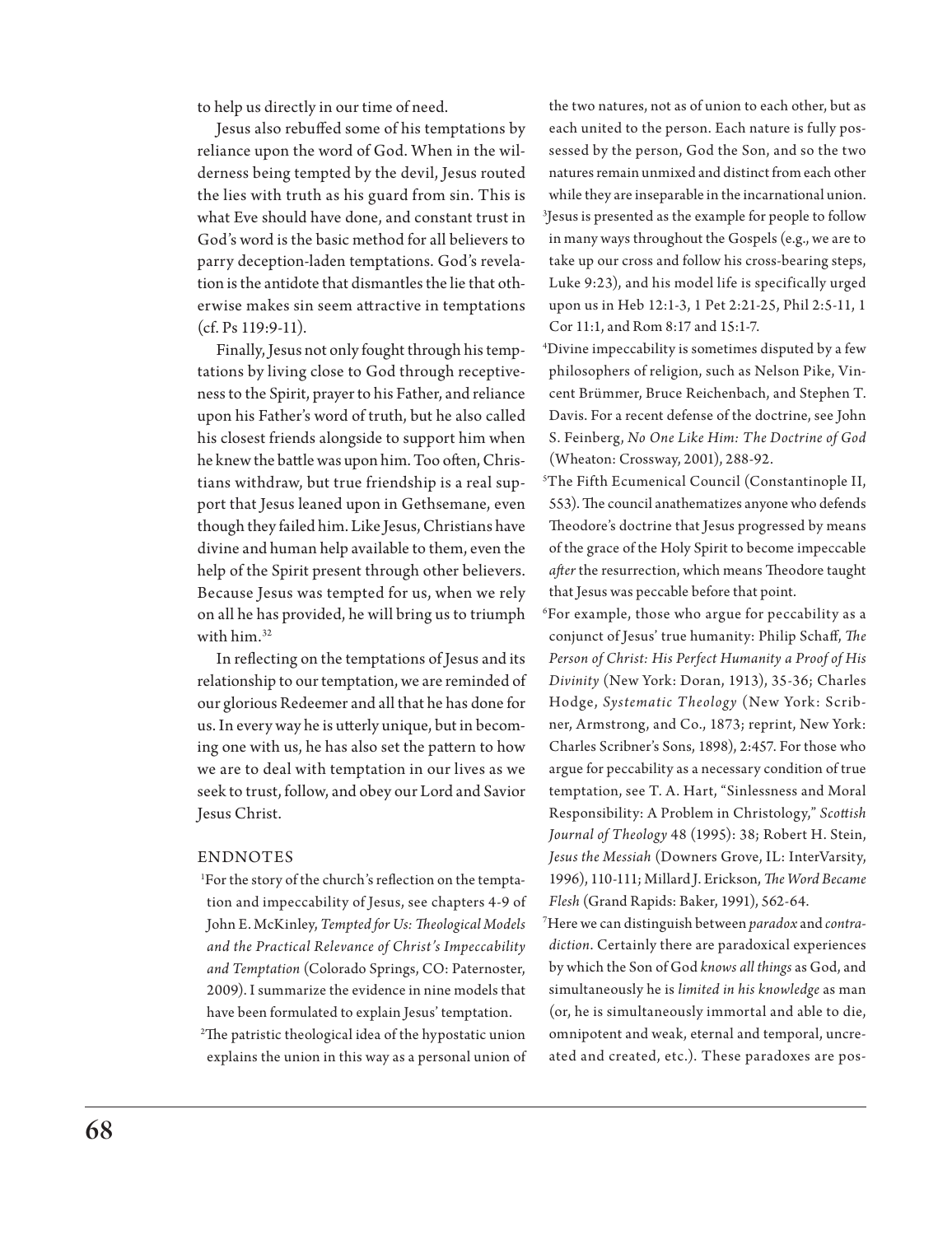to help us directly in our time of need.

Jesus also rebuffed some of his temptations by reliance upon the word of God. When in the wilderness being tempted by the devil, Jesus routed the lies with truth as his guard from sin. This is what Eve should have done, and constant trust in God's word is the basic method for all believers to parry deception-laden temptations. God's revelation is the antidote that dismantles the lie that otherwise makes sin seem attractive in temptations (cf. Ps 119:9-11).

Finally, Jesus not only fought through his temptations by living close to God through receptiveness to the Spirit, prayer to his Father, and reliance upon his Father's word of truth, but he also called his closest friends alongside to support him when he knew the battle was upon him. Too often, Christians withdraw, but true friendship is a real support that Jesus leaned upon in Gethsemane, even though they failed him. Like Jesus, Christians have divine and human help available to them, even the help of the Spirit present through other believers. Because Jesus was tempted for us, when we rely on all he has provided, he will bring us to triumph with him.[32]

In reflecting on the temptations of Jesus and its relationship to our temptation, we are reminded of our glorious Redeemer and all that he has done for us. In every way he is utterly unique, but in becoming one with us, he has also set the pattern to how we are to deal with temptation in our lives as we seek to trust, follow, and obey our Lord and Savior Jesus Christ.

## ENDNOTES

[1]For the story of the church's reflection on the temptation and impeccability of Jesus, see chapters 4-9 of John E. McKinley, *Tempted for Us: Theological Models and the Practical Relevance of Christ's Impeccability and Temptation* (Colorado Springs, CO: Paternoster, 2009). I summarize the evidence in nine models that have been formulated to explain Jesus' temptation.

[2]The patristic theological idea of the hypostatic union explains the union in this way as a personal union of the two natures, not as of union to each other, but as each united to the person. Each nature is fully possessed by the person, God the Son, and so the two natures remain unmixed and distinct from each other while they are inseparable in the incarnational union.

[3]Jesus is presented as the example for people to follow in many ways throughout the Gospels (e.g., we are to take up our cross and follow his cross-bearing steps, Luke 9:23), and his model life is specifically urged upon us in Heb 12:1-3, 1 Pet 2:21-25, Phil 2:5-11, 1 Cor 11:1, and Rom 8:17 and 15:1-7.

[4]Divine impeccability is sometimes disputed by a few philosophers of religion, such as Nelson Pike, Vincent Brümmer, Bruce Reichenbach, and Stephen T. Davis. For a recent defense of the doctrine, see John S. Feinberg, *No One Like Him: The Doctrine of God* (Wheaton: Crossway, 2001), 288-92.

[5]The Fifth Ecumenical Council (Constantinople II, 553). The council anathematizes anyone who defends Theodore's doctrine that Jesus progressed by means of the grace of the Holy Spirit to become impeccable *after* the resurrection, which means Theodore taught that Jesus was peccable before that point.

[6]For example, those who argue for peccability as a conjunct of Jesus' true humanity: Philip Schaff, *The Person of Christ: His Perfect Humanity a Proof of His Divinity* (New York: Doran, 1913), 35-36; Charles Hodge, *Systematic Theology* (New York: Scribner, Armstrong, and Co., 1873; reprint, New York: Charles Scribner's Sons, 1898), 2:457. For those who argue for peccability as a necessary condition of true temptation, see T. A. Hart, "Sinlessness and Moral Responsibility: A Problem in Christology," *Scottish Journal of Theology* 48 (1995): 38; Robert H. Stein, *Jesus the Messiah* (Downers Grove, IL: InterVarsity, 1996), 110-111; Millard J. Erickson, *The Word Became Flesh* (Grand Rapids: Baker, 1991), 562-64.

[7]Here we can distinguish between *paradox* and *contradiction*. Certainly there are paradoxical experiences by which the Son of God *knows all things* as God, and simultaneously he is *limited in his knowledge* as man (or, he is simultaneously immortal and able to die, omnipotent and weak, eternal and temporal, uncreated and created, etc.). These paradoxes are pos-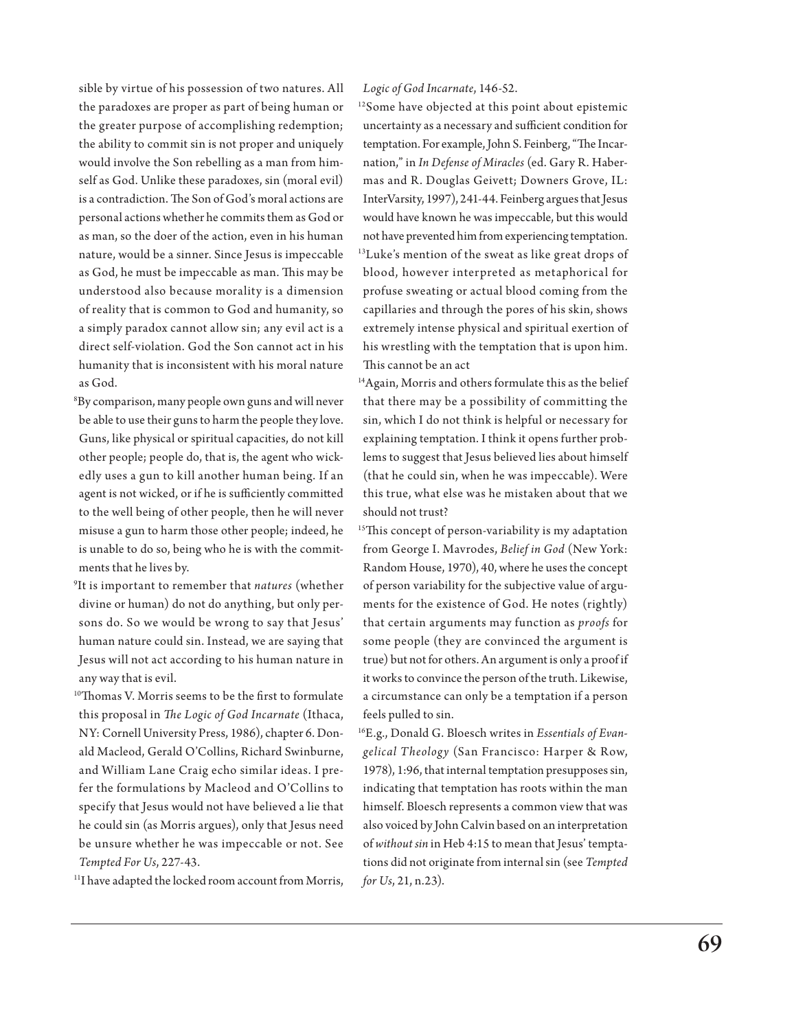sible by virtue of his possession of two natures. All the paradoxes are proper as part of being human or the greater purpose of accomplishing redemption; the ability to commit sin is not proper and uniquely would involve the Son rebelling as a man from himself as God. Unlike these paradoxes, sin (moral evil) is a contradiction. The Son of God's moral actions are personal actions whether he commits them as God or as man, so the doer of the action, even in his human nature, would be a sinner. Since Jesus is impeccable as God, he must be impeccable as man. This may be understood also because morality is a dimension of reality that is common to God and humanity, so a simply paradox cannot allow sin; any evil act is a direct self-violation. God the Son cannot act in his humanity that is inconsistent with his moral nature as God.

[8]By comparison, many people own guns and will never be able to use their guns to harm the people they love. Guns, like physical or spiritual capacities, do not kill other people; people do, that is, the agent who wickedly uses a gun to kill another human being. If an agent is not wicked, or if he is sufficiently committed to the well being of other people, then he will never misuse a gun to harm those other people; indeed, he is unable to do so, being who he is with the commitments that he lives by.

[9]It is important to remember that *natures* (whether divine or human) do not do anything, but only persons do. So we would be wrong to say that Jesus' human nature could sin. Instead, we are saying that Jesus will not act according to his human nature in any way that is evil.

[10]Thomas V. Morris seems to be the first to formulate this proposal in *The Logic of God Incarnate* (Ithaca, NY: Cornell University Press, 1986), chapter 6. Donald Macleod, Gerald O'Collins, Richard Swinburne, and William Lane Craig echo similar ideas. I prefer the formulations by Macleod and O'Collins to specify that Jesus would not have believed a lie that he could sin (as Morris argues), only that Jesus need be unsure whether he was impeccable or not. See *Tempted For Us*, 227-43.

[11]I have adapted the locked room account from Morris, *Logic of God Incarnate*, 146-52.

[12]Some have objected at this point about epistemic uncertainty as a necessary and sufficient condition for temptation. For example, John S. Feinberg, "The Incarnation," in *In Defense of Miracles* (ed. Gary R. Habermas and R. Douglas Geivett; Downers Grove, IL: InterVarsity, 1997), 241-44. Feinberg argues that Jesus would have known he was impeccable, but this would not have prevented him from experiencing temptation.

[13]Luke's mention of the sweat as like great drops of blood, however interpreted as metaphorical for profuse sweating or actual blood coming from the capillaries and through the pores of his skin, shows extremely intense physical and spiritual exertion of his wrestling with the temptation that is upon him. This cannot be an act

[14]Again, Morris and others formulate this as the belief that there may be a possibility of committing the sin, which I do not think is helpful or necessary for explaining temptation. I think it opens further problems to suggest that Jesus believed lies about himself (that he could sin, when he was impeccable). Were this true, what else was he mistaken about that we should not trust?

[15]This concept of person-variability is my adaptation from George I. Mavrodes, *Belief in God* (New York: Random House, 1970), 40, where he uses the concept of person variability for the subjective value of arguments for the existence of God. He notes (rightly) that certain arguments may function as *proofs* for some people (they are convinced the argument is true) but not for others. An argument is only a proof if it works to convince the person of the truth. Likewise, a circumstance can only be a temptation if a person feels pulled to sin.

[16]E.g., Donald G. Bloesch writes in *Essentials of Evangelical Theology* (San Francisco: Harper & Row, 1978), 1:96, that internal temptation presupposes sin, indicating that temptation has roots within the man himself. Bloesch represents a common view that was also voiced by John Calvin based on an interpretation of *without sin* in Heb 4:15 to mean that Jesus' temptations did not originate from internal sin (see *Tempted for Us*, 21, n.23).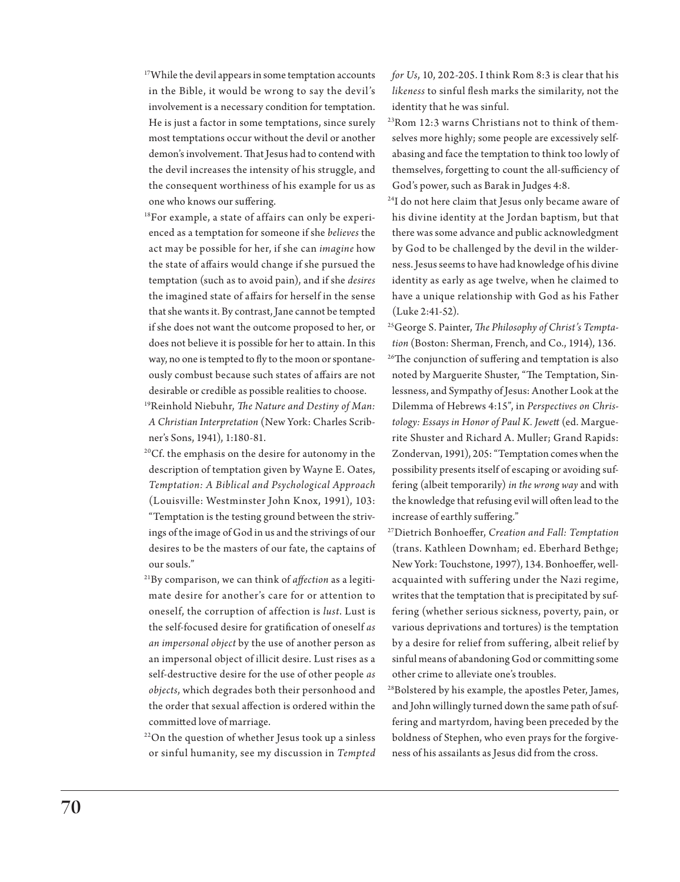[17]While the devil appears in some temptation accounts in the Bible, it would be wrong to say the devil's involvement is a necessary condition for temptation. He is just a factor in some temptations, since surely most temptations occur without the devil or another demon's involvement. That Jesus had to contend with the devil increases the intensity of his struggle, and the consequent worthiness of his example for us as one who knows our suffering.

[18]For example, a state of affairs can only be experienced as a temptation for someone if she *believes* the act may be possible for her, if she can *imagine* how the state of affairs would change if she pursued the temptation (such as to avoid pain), and if she *desires* the imagined state of affairs for herself in the sense that she wants it. By contrast, Jane cannot be tempted if she does not want the outcome proposed to her, or does not believe it is possible for her to attain. In this way, no one is tempted to fly to the moon or spontaneously combust because such states of affairs are not desirable or credible as possible realities to choose.

[19]Reinhold Niebuhr, *The Nature and Destiny of Man: A Christian Interpretation* (New York: Charles Scribner's Sons, 1941), 1:180-81.

[20]Cf. the emphasis on the desire for autonomy in the description of temptation given by Wayne E. Oates, *Temptation: A Biblical and Psychological Approach* (Louisville: Westminster John Knox, 1991), 103: "Temptation is the testing ground between the strivings of the image of God in us and the strivings of our desires to be the masters of our fate, the captains of our souls."

[21]By comparison, we can think of *affection* as a legitimate desire for another's care for or attention to oneself, the corruption of affection is *lust*. Lust is the self-focused desire for gratification of oneself *as an impersonal object* by the use of another person as an impersonal object of illicit desire. Lust rises as a self-destructive desire for the use of other people *as objects*, which degrades both their personhood and the order that sexual affection is ordered within the committed love of marriage.

[22]On the question of whether Jesus took up a sinless or sinful humanity, see my discussion in *Tempted for Us*, 10, 202-205. I think Rom 8:3 is clear that his *likeness* to sinful flesh marks the similarity, not the identity that he was sinful.

[23]Rom 12:3 warns Christians not to think of themselves more highly; some people are excessively self-abasing and face the temptation to think too lowly of themselves, forgetting to count the all-sufficiency of God's power, such as Barak in Judges 4:8.

[24]I do not here claim that Jesus only became aware of his divine identity at the Jordan baptism, but that there was some advance and public acknowledgment by God to be challenged by the devil in the wilderness. Jesus seems to have had knowledge of his divine identity as early as age twelve, when he claimed to have a unique relationship with God as his Father (Luke 2:41-52).

[25]George S. Painter, *The Philosophy of Christ's Temptation* (Boston: Sherman, French, and Co., 1914), 136.

[26]The conjunction of suffering and temptation is also noted by Marguerite Shuster, "The Temptation, Sinlessness, and Sympathy of Jesus: Another Look at the Dilemma of Hebrews 4:15", in *Perspectives on Christology: Essays in Honor of Paul K. Jewett* (ed. Marguerite Shuster and Richard A. Muller; Grand Rapids: Zondervan, 1991), 205: "Temptation comes when the possibility presents itself of escaping or avoiding suffering (albeit temporarily) *in the wrong way* and with the knowledge that refusing evil will often lead to the increase of earthly suffering."

[27]Dietrich Bonhoeffer, *Creation and Fall: Temptation* (trans. Kathleen Downham; ed. Eberhard Bethge; New York: Touchstone, 1997), 134. Bonhoeffer, well-acquainted with suffering under the Nazi regime, writes that the temptation that is precipitated by suffering (whether serious sickness, poverty, pain, or various deprivations and tortures) is the temptation by a desire for relief from suffering, albeit relief by sinful means of abandoning God or committing some other crime to alleviate one's troubles.

[28]Bolstered by his example, the apostles Peter, James, and John willingly turned down the same path of suffering and martyrdom, having been preceded by the boldness of Stephen, who even prays for the forgiveness of his assailants as Jesus did from the cross.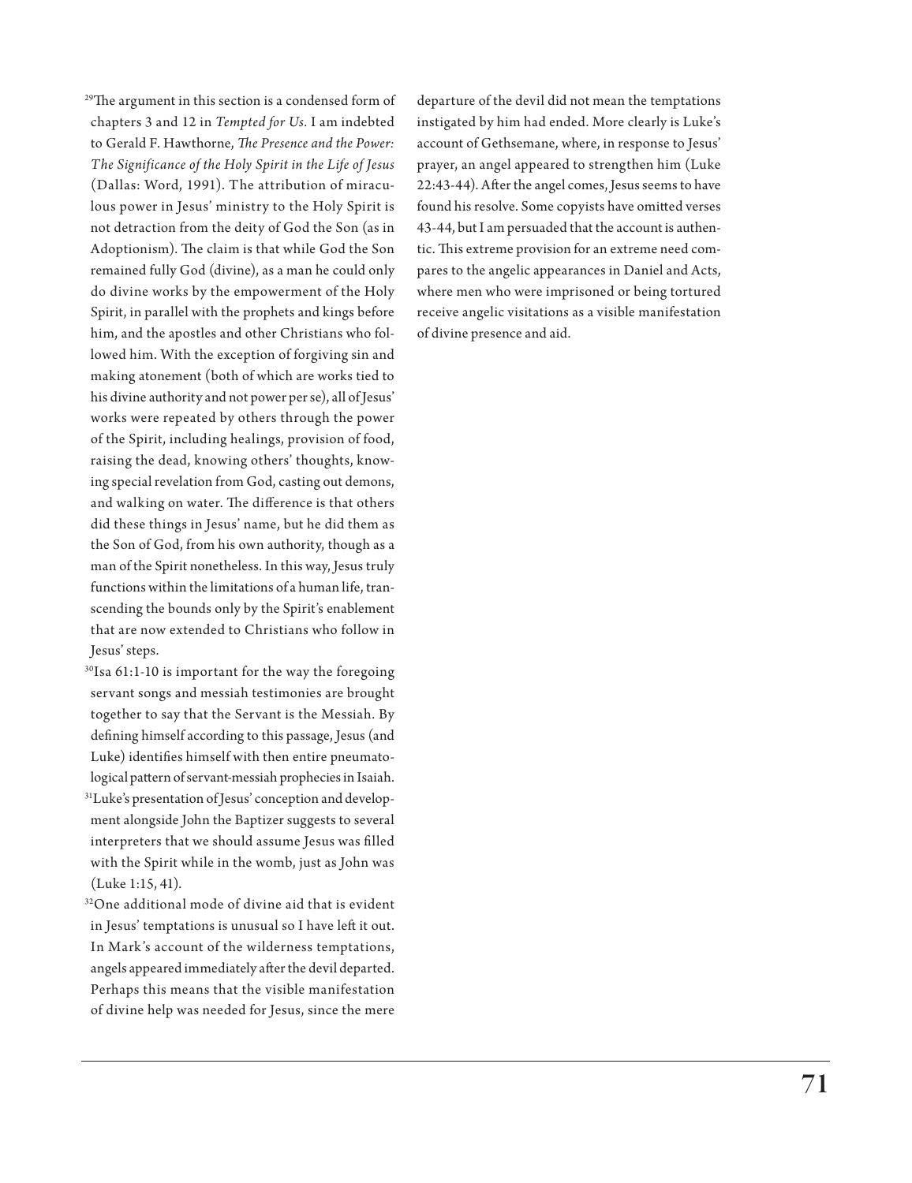[29]The argument in this section is a condensed form of chapters 3 and 12 in *Tempted for Us.* I am indebted to Gerald F. Hawthorne, *The Presence and the Power: The Significance of the Holy Spirit in the Life of Jesus* (Dallas: Word, 1991). The attribution of miraculous power in Jesus' ministry to the Holy Spirit is not detraction from the deity of God the Son (as in Adoptionism). The claim is that while God the Son remained fully God (divine), as a man he could only do divine works by the empowerment of the Holy Spirit, in parallel with the prophets and kings before him, and the apostles and other Christians who followed him. With the exception of forgiving sin and making atonement (both of which are works tied to his divine authority and not power per se), all of Jesus' works were repeated by others through the power of the Spirit, including healings, provision of food, raising the dead, knowing others' thoughts, knowing special revelation from God, casting out demons, and walking on water. The difference is that others did these things in Jesus' name, but he did them as the Son of God, from his own authority, though as a man of the Spirit nonetheless. In this way, Jesus truly functions within the limitations of a human life, transcending the bounds only by the Spirit's enablement that are now extended to Christians who follow in Jesus' steps.

[30]Isa 61:1-10 is important for the way the foregoing servant songs and messiah testimonies are brought together to say that the Servant is the Messiah. By defining himself according to this passage, Jesus (and Luke) identifies himself with then entire pneumatological pattern of servant-messiah prophecies in Isaiah.

[31]Luke's presentation of Jesus' conception and development alongside John the Baptizer suggests to several interpreters that we should assume Jesus was filled with the Spirit while in the womb, just as John was (Luke 1:15, 41).

[32]One additional mode of divine aid that is evident in Jesus' temptations is unusual so I have left it out. In Mark's account of the wilderness temptations, angels appeared immediately after the devil departed. Perhaps this means that the visible manifestation of divine help was needed for Jesus, since the mere departure of the devil did not mean the temptations instigated by him had ended. More clearly is Luke's account of Gethsemane, where, in response to Jesus' prayer, an angel appeared to strengthen him (Luke 22:43-44). After the angel comes, Jesus seems to have found his resolve. Some copyists have omitted verses 43-44, but I am persuaded that the account is authentic. This extreme provision for an extreme need compares to the angelic appearances in Daniel and Acts, where men who were imprisoned or being tortured receive angelic visitations as a visible manifestation of divine presence and aid.